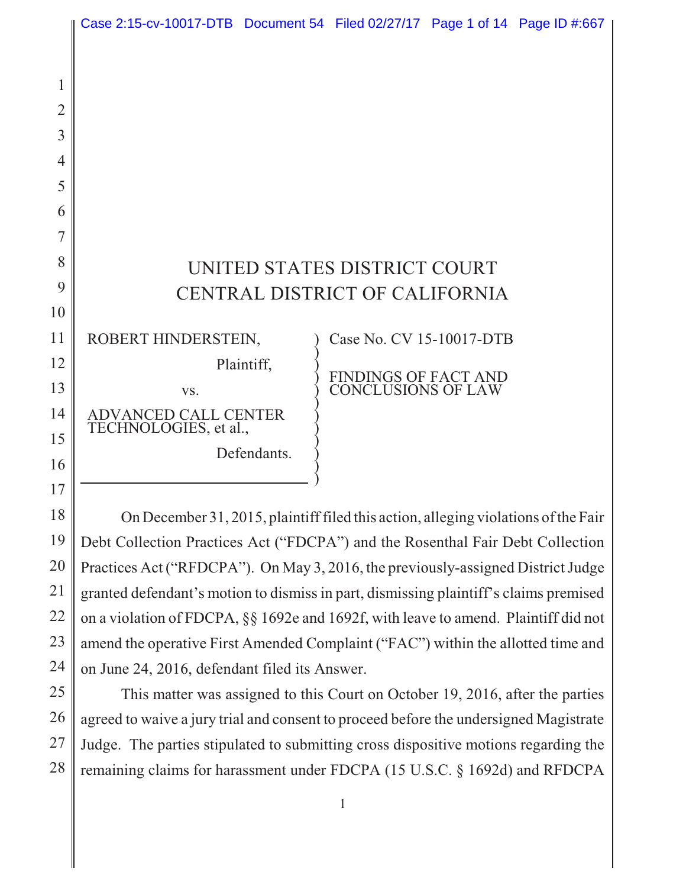# UNITED STATES DISTRICT COURT
# CENTRAL DISTRICT OF CALIFORNIA

| | |
|---|---|
| ROBERT HINDERSTEIN, Plaintiff, vs. ADVANCED CALL CENTER TECHNOLOGIES, et al., Defendants. | Case No. CV 15-10017-DTB<br><br>FINDINGS OF FACT AND CONCLUSIONS OF LAW |

On December 31, 2015, plaintiff filed this action, alleging violations of the Fair Debt Collection Practices Act ("FDCPA") and the Rosenthal Fair Debt Collection Practices Act ("RFDCPA"). On May 3, 2016, the previously-assigned District Judge granted defendant's motion to dismiss in part, dismissing plaintiff's claims premised on a violation of FDCPA, §§ 1692e and 1692f, with leave to amend. Plaintiff did not amend the operative First Amended Complaint ("FAC") within the allotted time and on June 24, 2016, defendant filed its Answer.

This matter was assigned to this Court on October 19, 2016, after the parties agreed to waive a jury trial and consent to proceed before the undersigned Magistrate Judge. The parties stipulated to submitting cross dispositive motions regarding the remaining claims for harassment under FDCPA (15 U.S.C. § 1692d) and RFDCPA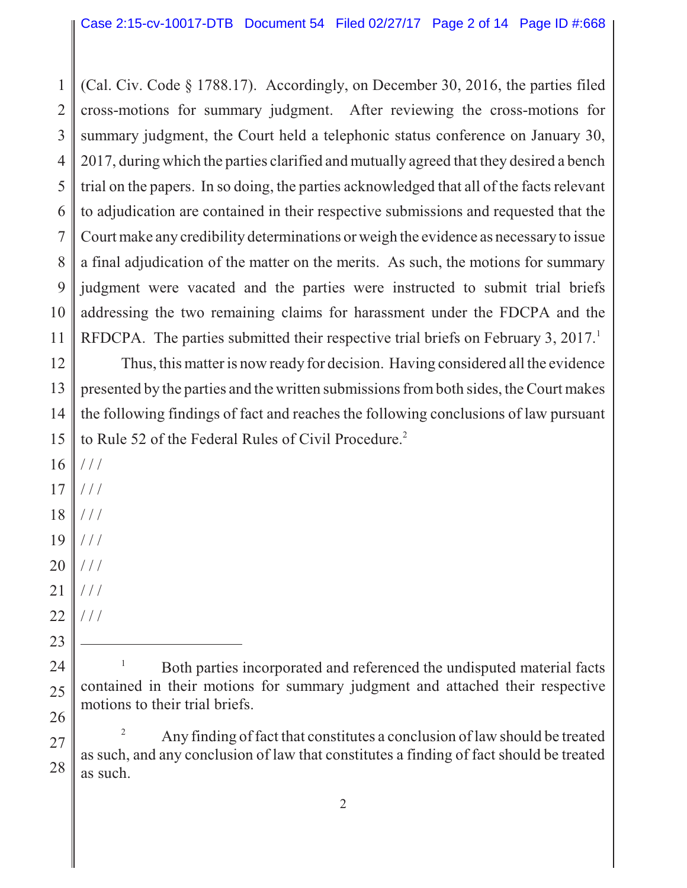(Cal. Civ. Code § 1788.17). Accordingly, on December 30, 2016, the parties filed cross-motions for summary judgment. After reviewing the cross-motions for summary judgment, the Court held a telephonic status conference on January 30, 2017, during which the parties clarified and mutually agreed that they desired a bench trial on the papers. In so doing, the parties acknowledged that all of the facts relevant to adjudication are contained in their respective submissions and requested that the Court make any credibility determinations or weigh the evidence as necessary to issue a final adjudication of the matter on the merits. As such, the motions for summary judgment were vacated and the parties were instructed to submit trial briefs addressing the two remaining claims for harassment under the FDCPA and the RFDCPA. The parties submitted their respective trial briefs on February 3, 2017.[1]

Thus, this matter is now ready for decision. Having considered all the evidence presented by the parties and the written submissions from both sides, the Court makes the following findings of fact and reaches the following conclusions of law pursuant to Rule 52 of the Federal Rules of Civil Procedure.[2]

/ / /

/ / /

/ / /

/ / /

/ / /

/ / /

/ / /

---

[1] Both parties incorporated and referenced the undisputed material facts contained in their motions for summary judgment and attached their respective motions to their trial briefs.

[2] Any finding of fact that constitutes a conclusion of law should be treated as such, and any conclusion of law that constitutes a finding of fact should be treated as such.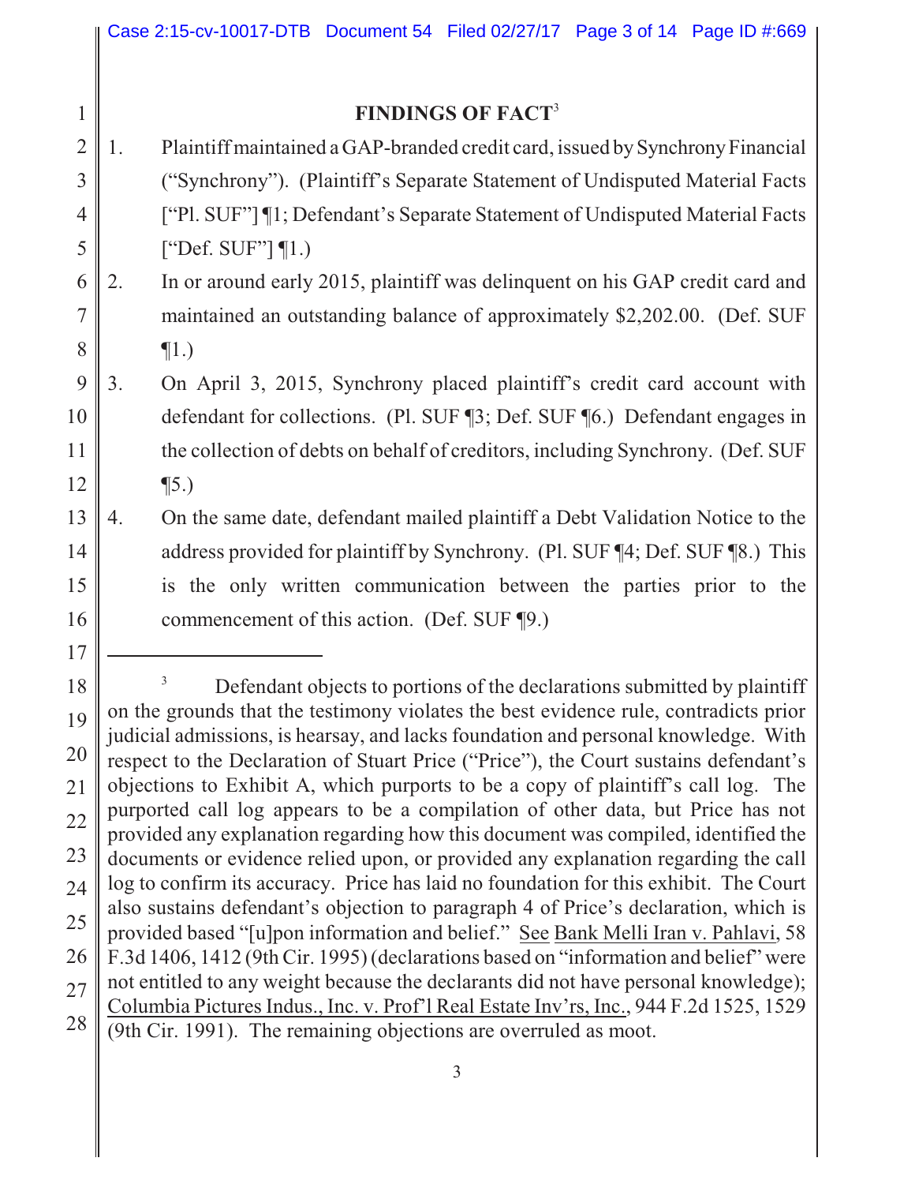## FINDINGS OF FACT[3]

1. Plaintiff maintained a GAP-branded credit card, issued by Synchrony Financial ("Synchrony"). (Plaintiff's Separate Statement of Undisputed Material Facts ["Pl. SUF"] ¶1; Defendant's Separate Statement of Undisputed Material Facts ["Def. SUF"] ¶1.)
2. In or around early 2015, plaintiff was delinquent on his GAP credit card and maintained an outstanding balance of approximately $2,202.00. (Def. SUF ¶1.)
3. On April 3, 2015, Synchrony placed plaintiff's credit card account with defendant for collections. (Pl. SUF ¶3; Def. SUF ¶6.) Defendant engages in the collection of debts on behalf of creditors, including Synchrony. (Def. SUF ¶5.)
4. On the same date, defendant mailed plaintiff a Debt Validation Notice to the address provided for plaintiff by Synchrony. (Pl. SUF ¶4; Def. SUF ¶8.) This is the only written communication between the parties prior to the commencement of this action. (Def. SUF ¶9.)

---

[3] Defendant objects to portions of the declarations submitted by plaintiff on the grounds that the testimony violates the best evidence rule, contradicts prior judicial admissions, is hearsay, and lacks foundation and personal knowledge. With respect to the Declaration of Stuart Price ("Price"), the Court sustains defendant's objections to Exhibit A, which purports to be a copy of plaintiff's call log. The purported call log appears to be a compilation of other data, but Price has not provided any explanation regarding how this document was compiled, identified the documents or evidence relied upon, or provided any explanation regarding the call log to confirm its accuracy. Price has laid no foundation for this exhibit. The Court also sustains defendant's objection to paragraph 4 of Price's declaration, which is provided based "[u]pon information and belief." See Bank Melli Iran v. Pahlavi, 58 F.3d 1406, 1412 (9th Cir. 1995) (declarations based on "information and belief" were not entitled to any weight because the declarants did not have personal knowledge); Columbia Pictures Indus., Inc. v. Prof'l Real Estate Inv'rs, Inc., 944 F.2d 1525, 1529 (9th Cir. 1991). The remaining objections are overruled as moot.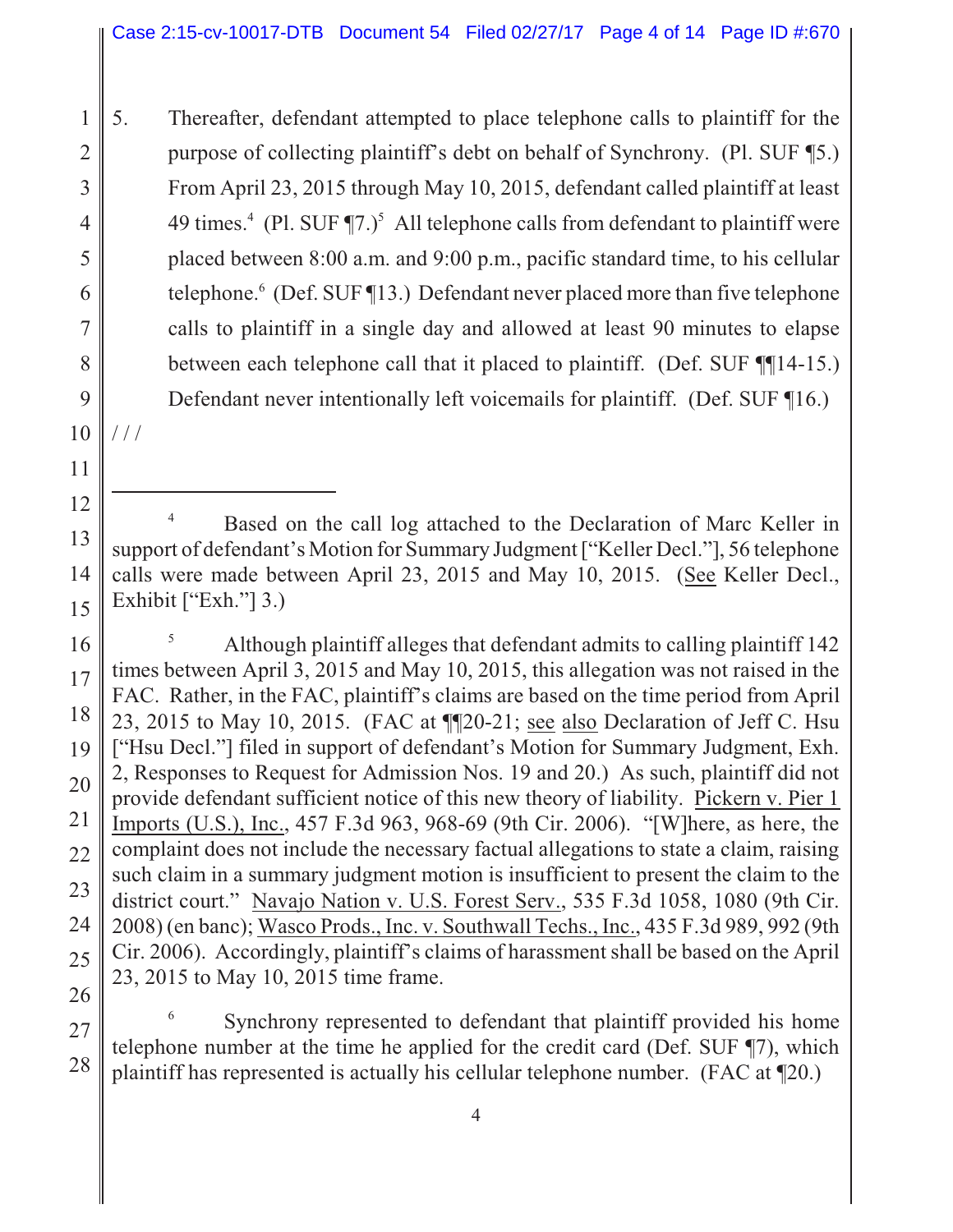5. Thereafter, defendant attempted to place telephone calls to plaintiff for the purpose of collecting plaintiff's debt on behalf of Synchrony. (Pl. SUF ¶5.) From April 23, 2015 through May 10, 2015, defendant called plaintiff at least 49 times.[4] (Pl. SUF ¶7.)[5] All telephone calls from defendant to plaintiff were placed between 8:00 a.m. and 9:00 p.m., pacific standard time, to his cellular telephone.[6] (Def. SUF ¶13.) Defendant never placed more than five telephone calls to plaintiff in a single day and allowed at least 90 minutes to elapse between each telephone call that it placed to plaintiff. (Def. SUF ¶¶14-15.) Defendant never intentionally left voicemails for plaintiff. (Def. SUF ¶16.)

/ / /

---

[4] Based on the call log attached to the Declaration of Marc Keller in support of defendant's Motion for Summary Judgment ["Keller Decl."], 56 telephone calls were made between April 23, 2015 and May 10, 2015. (See Keller Decl., Exhibit ["Exh."] 3.)

[5] Although plaintiff alleges that defendant admits to calling plaintiff 142 times between April 3, 2015 and May 10, 2015, this allegation was not raised in the FAC. Rather, in the FAC, plaintiff's claims are based on the time period from April 23, 2015 to May 10, 2015. (FAC at ¶¶20-21; see also Declaration of Jeff C. Hsu ["Hsu Decl."] filed in support of defendant's Motion for Summary Judgment, Exh. 2, Responses to Request for Admission Nos. 19 and 20.) As such, plaintiff did not provide defendant sufficient notice of this new theory of liability. Pickern v. Pier 1 Imports (U.S.), Inc., 457 F.3d 963, 968-69 (9th Cir. 2006). "[W]here, as here, the complaint does not include the necessary factual allegations to state a claim, raising such claim in a summary judgment motion is insufficient to present the claim to the district court." Navajo Nation v. U.S. Forest Serv., 535 F.3d 1058, 1080 (9th Cir. 2008) (en banc); Wasco Prods., Inc. v. Southwall Techs., Inc., 435 F.3d 989, 992 (9th Cir. 2006). Accordingly, plaintiff's claims of harassment shall be based on the April 23, 2015 to May 10, 2015 time frame.

[6] Synchrony represented to defendant that plaintiff provided his home telephone number at the time he applied for the credit card (Def. SUF ¶7), which plaintiff has represented is actually his cellular telephone number. (FAC at ¶20.)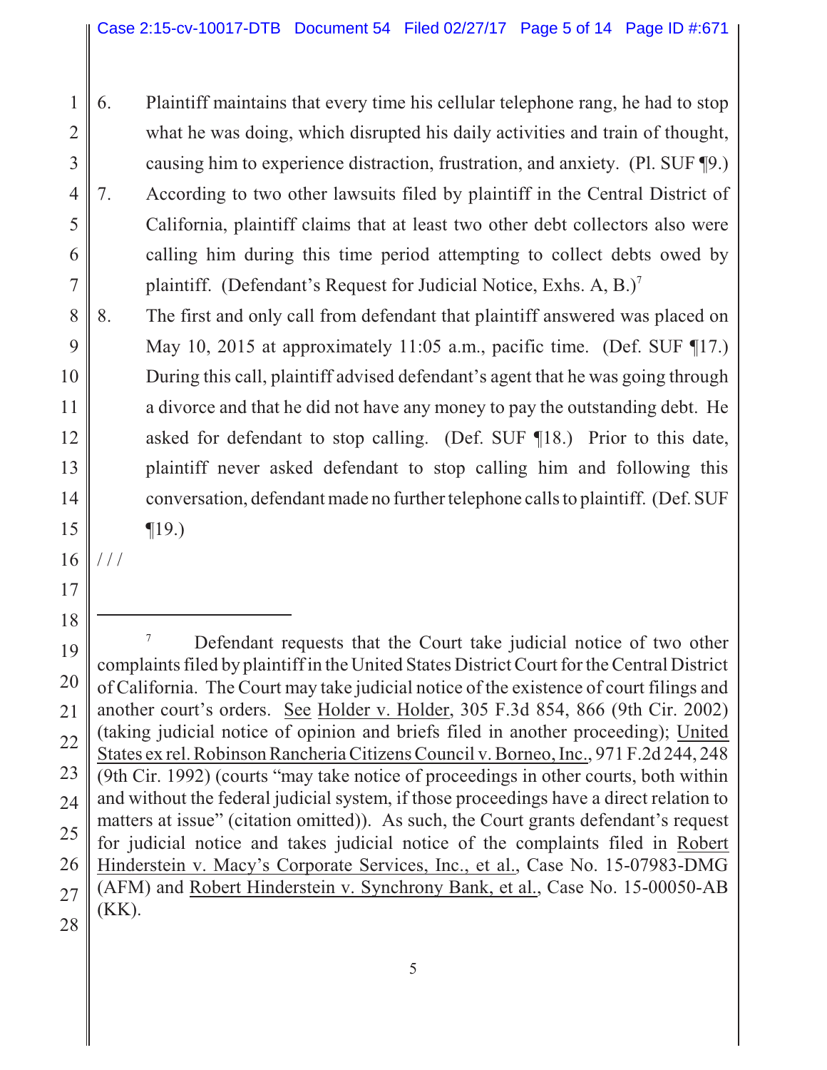6. Plaintiff maintains that every time his cellular telephone rang, he had to stop what he was doing, which disrupted his daily activities and train of thought, causing him to experience distraction, frustration, and anxiety. (Pl. SUF ¶9.)

7. According to two other lawsuits filed by plaintiff in the Central District of California, plaintiff claims that at least two other debt collectors also were calling him during this time period attempting to collect debts owed by plaintiff. (Defendant's Request for Judicial Notice, Exhs. A, B.)[7]

8. The first and only call from defendant that plaintiff answered was placed on May 10, 2015 at approximately 11:05 a.m., pacific time. (Def. SUF ¶17.) During this call, plaintiff advised defendant's agent that he was going through a divorce and that he did not have any money to pay the outstanding debt. He asked for defendant to stop calling. (Def. SUF ¶18.) Prior to this date, plaintiff never asked defendant to stop calling him and following this conversation, defendant made no further telephone calls to plaintiff. (Def. SUF ¶19.)

/ / /

---

[7] Defendant requests that the Court take judicial notice of two other complaints filed by plaintiff in the United States District Court for the Central District of California. The Court may take judicial notice of the existence of court filings and another court's orders. See Holder v. Holder, 305 F.3d 854, 866 (9th Cir. 2002) (taking judicial notice of opinion and briefs filed in another proceeding); United States ex rel. Robinson Rancheria Citizens Council v. Borneo, Inc., 971 F.2d 244, 248 (9th Cir. 1992) (courts "may take notice of proceedings in other courts, both within and without the federal judicial system, if those proceedings have a direct relation to matters at issue" (citation omitted)). As such, the Court grants defendant's request for judicial notice and takes judicial notice of the complaints filed in Robert Hinderstein v. Macy's Corporate Services, Inc., et al., Case No. 15-07983-DMG (AFM) and Robert Hinderstein v. Synchrony Bank, et al., Case No. 15-00050-AB (KK).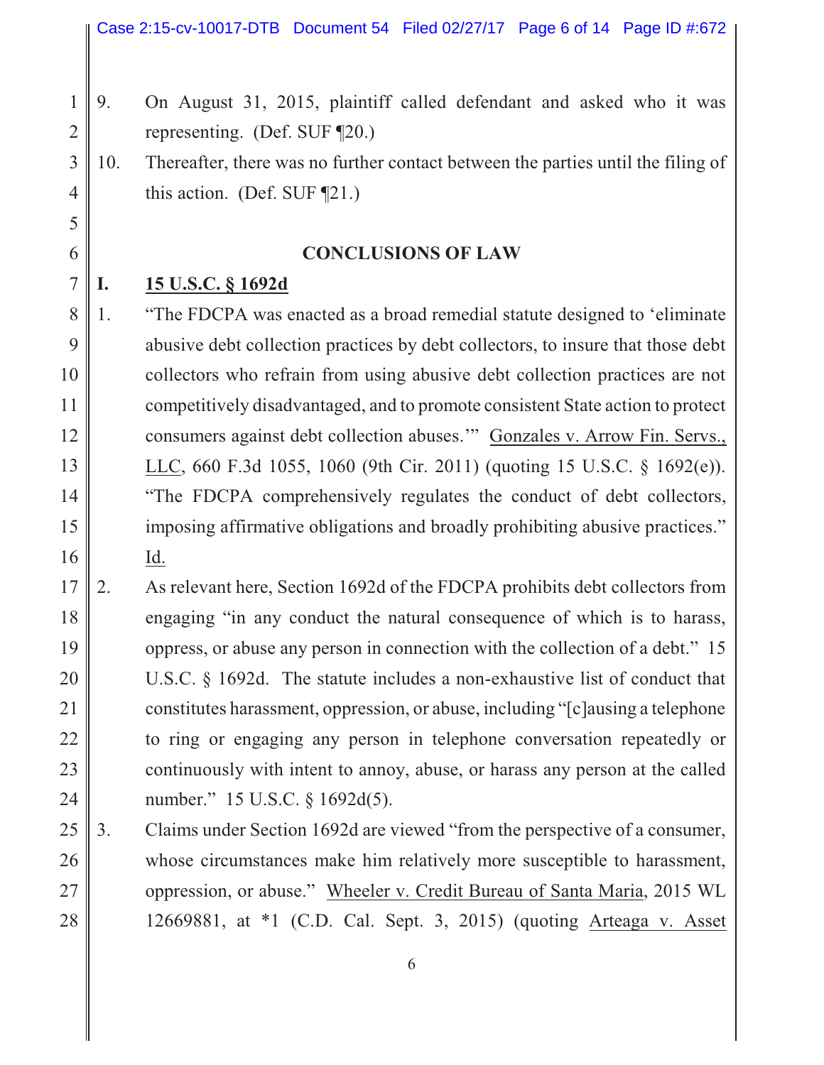9. On August 31, 2015, plaintiff called defendant and asked who it was representing. (Def. SUF ¶20.)

10. Thereafter, there was no further contact between the parties until the filing of this action. (Def. SUF ¶21.)

## CONCLUSIONS OF LAW

### I. 15 U.S.C. § 1692d

1. "The FDCPA was enacted as a broad remedial statute designed to 'eliminate abusive debt collection practices by debt collectors, to insure that those debt collectors who refrain from using abusive debt collection practices are not competitively disadvantaged, and to promote consistent State action to protect consumers against debt collection abuses.'" Gonzales v. Arrow Fin. Servs., LLC, 660 F.3d 1055, 1060 (9th Cir. 2011) (quoting 15 U.S.C. § 1692(e)). "The FDCPA comprehensively regulates the conduct of debt collectors, imposing affirmative obligations and broadly prohibiting abusive practices." Id.

2. As relevant here, Section 1692d of the FDCPA prohibits debt collectors from engaging "in any conduct the natural consequence of which is to harass, oppress, or abuse any person in connection with the collection of a debt." 15 U.S.C. § 1692d. The statute includes a non-exhaustive list of conduct that constitutes harassment, oppression, or abuse, including "[c]ausing a telephone to ring or engaging any person in telephone conversation repeatedly or continuously with intent to annoy, abuse, or harass any person at the called number." 15 U.S.C. § 1692d(5).

3. Claims under Section 1692d are viewed "from the perspective of a consumer, whose circumstances make him relatively more susceptible to harassment, oppression, or abuse." Wheeler v. Credit Bureau of Santa Maria, 2015 WL 12669881, at *1 (C.D. Cal. Sept. 3, 2015) (quoting Arteaga v. Asset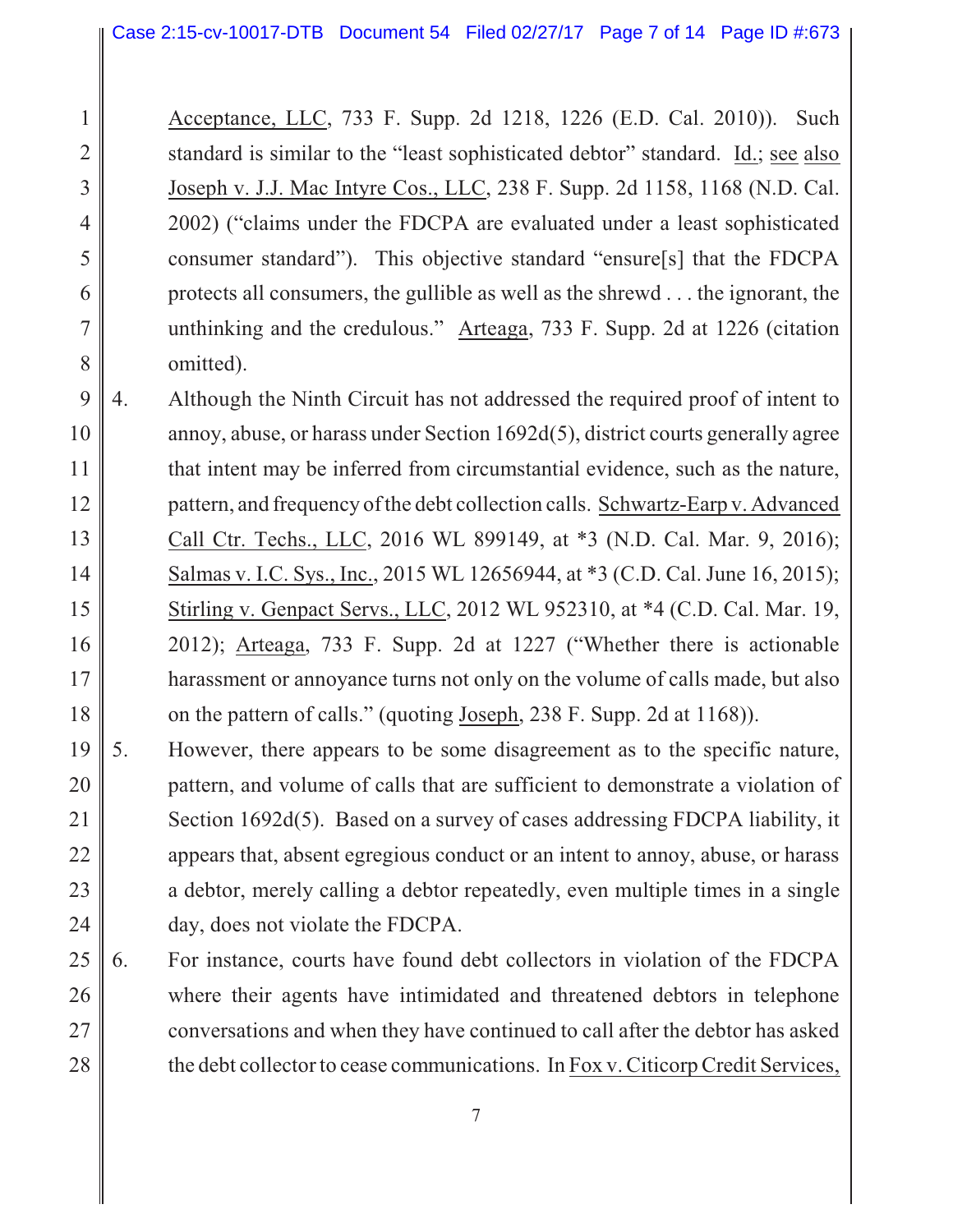Acceptance, LLC, 733 F. Supp. 2d 1218, 1226 (E.D. Cal. 2010)). Such standard is similar to the "least sophisticated debtor" standard. Id.; see also Joseph v. J.J. Mac Intyre Cos., LLC, 238 F. Supp. 2d 1158, 1168 (N.D. Cal. 2002) ("claims under the FDCPA are evaluated under a least sophisticated consumer standard"). This objective standard "ensure[s] that the FDCPA protects all consumers, the gullible as well as the shrewd . . . the ignorant, the unthinking and the credulous." Arteaga, 733 F. Supp. 2d at 1226 (citation omitted).

4. Although the Ninth Circuit has not addressed the required proof of intent to annoy, abuse, or harass under Section 1692d(5), district courts generally agree that intent may be inferred from circumstantial evidence, such as the nature, pattern, and frequency of the debt collection calls. Schwartz-Earp v. Advanced Call Ctr. Techs., LLC, 2016 WL 899149, at *3 (N.D. Cal. Mar. 9, 2016); Salmas v. I.C. Sys., Inc., 2015 WL 12656944, at *3 (C.D. Cal. June 16, 2015); Stirling v. Genpact Servs., LLC, 2012 WL 952310, at *4 (C.D. Cal. Mar. 19, 2012); Arteaga, 733 F. Supp. 2d at 1227 ("Whether there is actionable harassment or annoyance turns not only on the volume of calls made, but also on the pattern of calls." (quoting Joseph, 238 F. Supp. 2d at 1168)).

5. However, there appears to be some disagreement as to the specific nature, pattern, and volume of calls that are sufficient to demonstrate a violation of Section 1692d(5). Based on a survey of cases addressing FDCPA liability, it appears that, absent egregious conduct or an intent to annoy, abuse, or harass a debtor, merely calling a debtor repeatedly, even multiple times in a single day, does not violate the FDCPA.

6. For instance, courts have found debt collectors in violation of the FDCPA where their agents have intimidated and threatened debtors in telephone conversations and when they have continued to call after the debtor has asked the debt collector to cease communications. In Fox v. Citicorp Credit Services,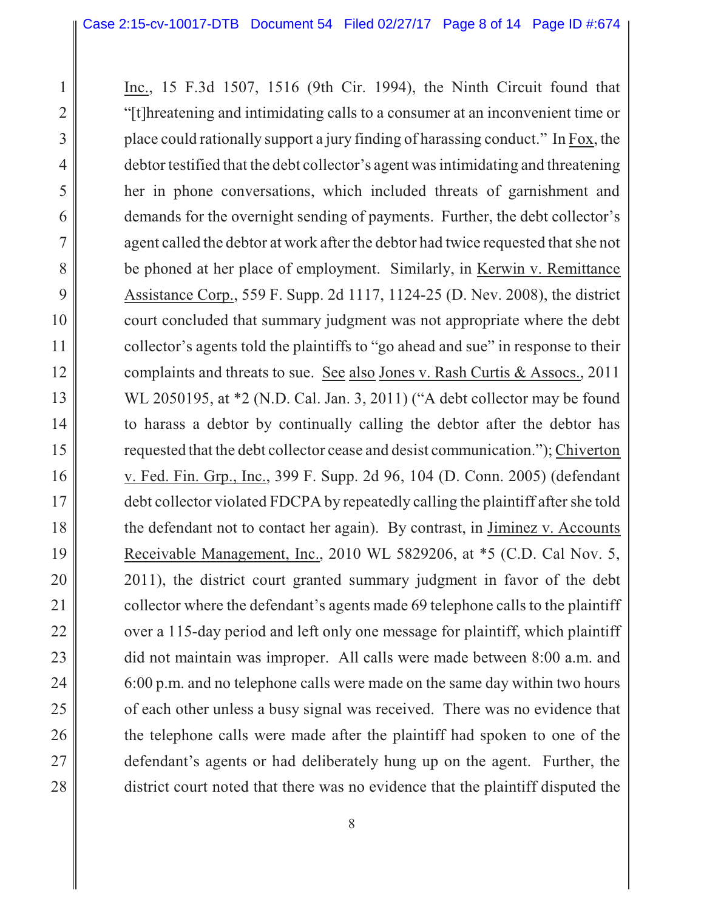Inc., 15 F.3d 1507, 1516 (9th Cir. 1994), the Ninth Circuit found that "[t]hreatening and intimidating calls to a consumer at an inconvenient time or place could rationally support a jury finding of harassing conduct." In Fox, the debtor testified that the debt collector's agent was intimidating and threatening her in phone conversations, which included threats of garnishment and demands for the overnight sending of payments. Further, the debt collector's agent called the debtor at work after the debtor had twice requested that she not be phoned at her place of employment. Similarly, in Kerwin v. Remittance Assistance Corp., 559 F. Supp. 2d 1117, 1124-25 (D. Nev. 2008), the district court concluded that summary judgment was not appropriate where the debt collector's agents told the plaintiffs to "go ahead and sue" in response to their complaints and threats to sue. See also Jones v. Rash Curtis & Assocs., 2011 WL 2050195, at *2 (N.D. Cal. Jan. 3, 2011) ("A debt collector may be found to harass a debtor by continually calling the debtor after the debtor has requested that the debt collector cease and desist communication."); Chiverton v. Fed. Fin. Grp., Inc., 399 F. Supp. 2d 96, 104 (D. Conn. 2005) (defendant debt collector violated FDCPA by repeatedly calling the plaintiff after she told the defendant not to contact her again). By contrast, in Jiminez v. Accounts Receivable Management, Inc., 2010 WL 5829206, at *5 (C.D. Cal Nov. 5, 2011), the district court granted summary judgment in favor of the debt collector where the defendant's agents made 69 telephone calls to the plaintiff over a 115-day period and left only one message for plaintiff, which plaintiff did not maintain was improper. All calls were made between 8:00 a.m. and 6:00 p.m. and no telephone calls were made on the same day within two hours of each other unless a busy signal was received. There was no evidence that the telephone calls were made after the plaintiff had spoken to one of the defendant's agents or had deliberately hung up on the agent. Further, the district court noted that there was no evidence that the plaintiff disputed the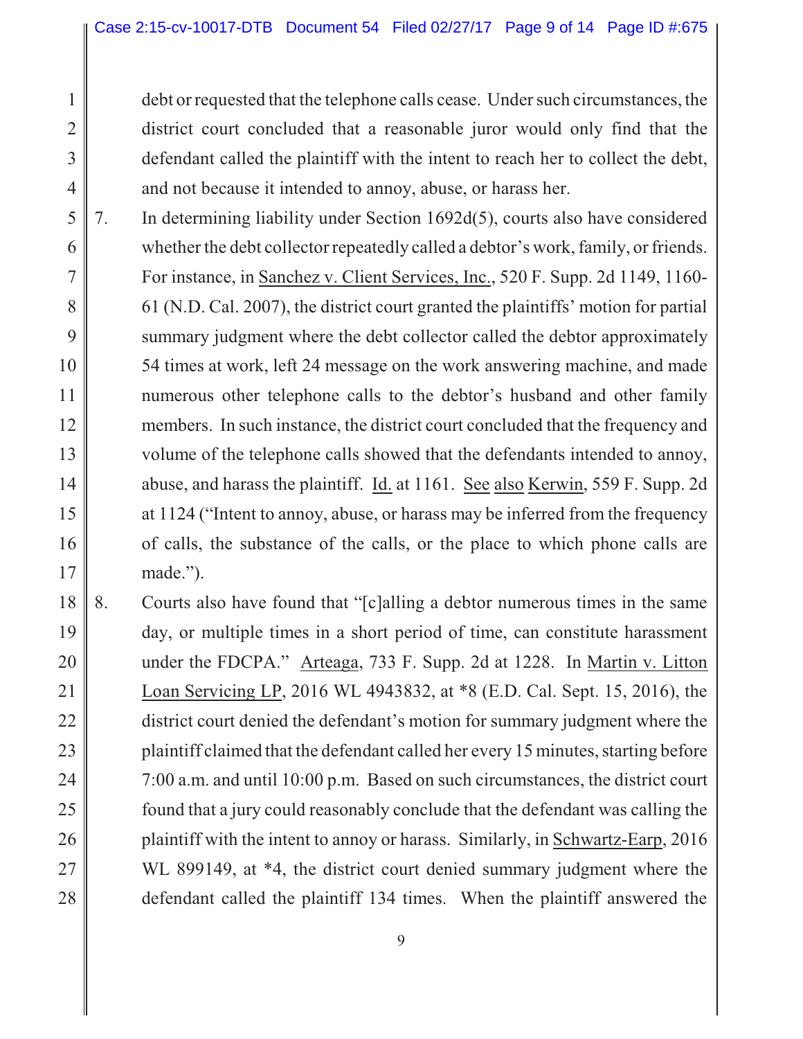debt or requested that the telephone calls cease. Under such circumstances, the district court concluded that a reasonable juror would only find that the defendant called the plaintiff with the intent to reach her to collect the debt, and not because it intended to annoy, abuse, or harass her.

7. In determining liability under Section 1692d(5), courts also have considered whether the debt collector repeatedly called a debtor's work, family, or friends. For instance, in Sanchez v. Client Services, Inc., 520 F. Supp. 2d 1149, 1160-61 (N.D. Cal. 2007), the district court granted the plaintiffs' motion for partial summary judgment where the debt collector called the debtor approximately 54 times at work, left 24 message on the work answering machine, and made numerous other telephone calls to the debtor's husband and other family members. In such instance, the district court concluded that the frequency and volume of the telephone calls showed that the defendants intended to annoy, abuse, and harass the plaintiff. Id. at 1161. See also Kerwin, 559 F. Supp. 2d at 1124 ("Intent to annoy, abuse, or harass may be inferred from the frequency of calls, the substance of the calls, or the place to which phone calls are made.").

8. Courts also have found that "[c]alling a debtor numerous times in the same day, or multiple times in a short period of time, can constitute harassment under the FDCPA." Arteaga, 733 F. Supp. 2d at 1228. In Martin v. Litton Loan Servicing LP, 2016 WL 4943832, at *8 (E.D. Cal. Sept. 15, 2016), the district court denied the defendant's motion for summary judgment where the plaintiff claimed that the defendant called her every 15 minutes, starting before 7:00 a.m. and until 10:00 p.m. Based on such circumstances, the district court found that a jury could reasonably conclude that the defendant was calling the plaintiff with the intent to annoy or harass. Similarly, in Schwartz-Earp, 2016 WL 899149, at *4, the district court denied summary judgment where the defendant called the plaintiff 134 times. When the plaintiff answered the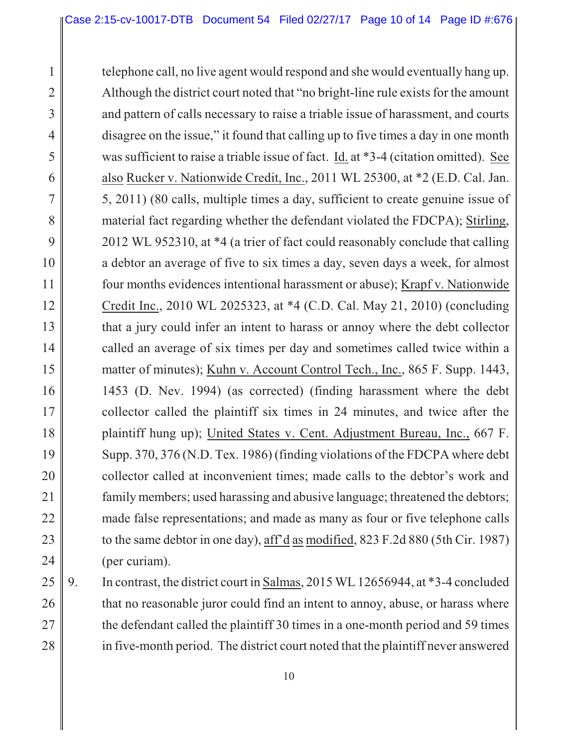telephone call, no live agent would respond and she would eventually hang up. Although the district court noted that "no bright-line rule exists for the amount and pattern of calls necessary to raise a triable issue of harassment, and courts disagree on the issue," it found that calling up to five times a day in one month was sufficient to raise a triable issue of fact. Id. at *3-4 (citation omitted). See also Rucker v. Nationwide Credit, Inc., 2011 WL 25300, at *2 (E.D. Cal. Jan. 5, 2011) (80 calls, multiple times a day, sufficient to create genuine issue of material fact regarding whether the defendant violated the FDCPA); Stirling, 2012 WL 952310, at *4 (a trier of fact could reasonably conclude that calling a debtor an average of five to six times a day, seven days a week, for almost four months evidences intentional harassment or abuse); Krapf v. Nationwide Credit Inc., 2010 WL 2025323, at *4 (C.D. Cal. May 21, 2010) (concluding that a jury could infer an intent to harass or annoy where the debt collector called an average of six times per day and sometimes called twice within a matter of minutes); Kuhn v. Account Control Tech., Inc., 865 F. Supp. 1443, 1453 (D. Nev. 1994) (as corrected) (finding harassment where the debt collector called the plaintiff six times in 24 minutes, and twice after the plaintiff hung up); United States v. Cent. Adjustment Bureau, Inc., 667 F. Supp. 370, 376 (N.D. Tex. 1986) (finding violations of the FDCPA where debt collector called at inconvenient times; made calls to the debtor's work and family members; used harassing and abusive language; threatened the debtors; made false representations; and made as many as four or five telephone calls to the same debtor in one day), aff'd as modified, 823 F.2d 880 (5th Cir. 1987) (per curiam).

9. In contrast, the district court in Salmas, 2015 WL 12656944, at *3-4 concluded that no reasonable juror could find an intent to annoy, abuse, or harass where the defendant called the plaintiff 30 times in a one-month period and 59 times in five-month period. The district court noted that the plaintiff never answered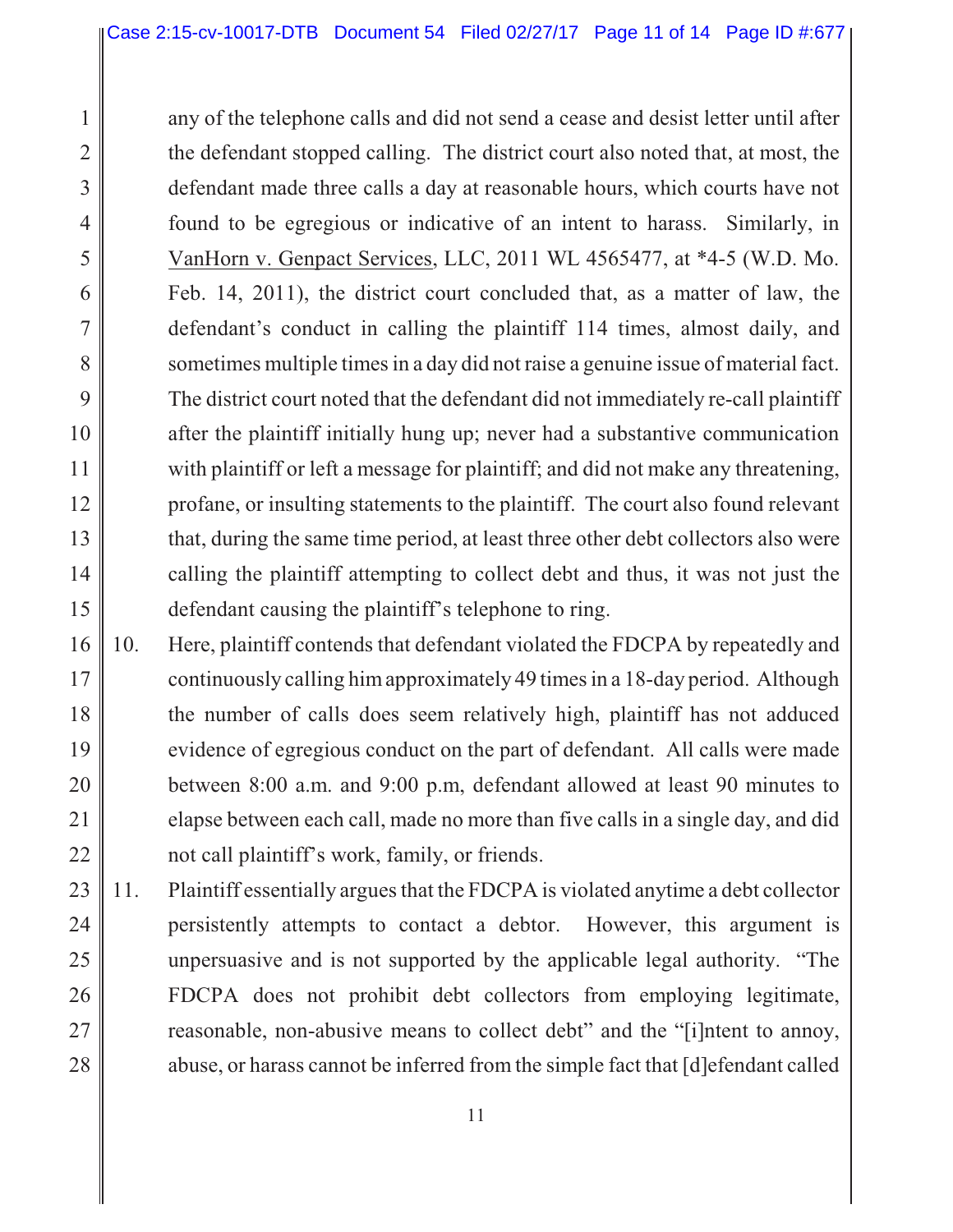any of the telephone calls and did not send a cease and desist letter until after the defendant stopped calling. The district court also noted that, at most, the defendant made three calls a day at reasonable hours, which courts have not found to be egregious or indicative of an intent to harass. Similarly, in VanHorn v. Genpact Services, LLC, 2011 WL 4565477, at *4-5 (W.D. Mo. Feb. 14, 2011), the district court concluded that, as a matter of law, the defendant's conduct in calling the plaintiff 114 times, almost daily, and sometimes multiple times in a day did not raise a genuine issue of material fact. The district court noted that the defendant did not immediately re-call plaintiff after the plaintiff initially hung up; never had a substantive communication with plaintiff or left a message for plaintiff; and did not make any threatening, profane, or insulting statements to the plaintiff. The court also found relevant that, during the same time period, at least three other debt collectors also were calling the plaintiff attempting to collect debt and thus, it was not just the defendant causing the plaintiff's telephone to ring.

10. Here, plaintiff contends that defendant violated the FDCPA by repeatedly and continuously calling him approximately 49 times in a 18-day period. Although the number of calls does seem relatively high, plaintiff has not adduced evidence of egregious conduct on the part of defendant. All calls were made between 8:00 a.m. and 9:00 p.m, defendant allowed at least 90 minutes to elapse between each call, made no more than five calls in a single day, and did not call plaintiff's work, family, or friends.

11. Plaintiff essentially argues that the FDCPA is violated anytime a debt collector persistently attempts to contact a debtor. However, this argument is unpersuasive and is not supported by the applicable legal authority. "The FDCPA does not prohibit debt collectors from employing legitimate, reasonable, non-abusive means to collect debt" and the "[i]ntent to annoy, abuse, or harass cannot be inferred from the simple fact that [d]efendant called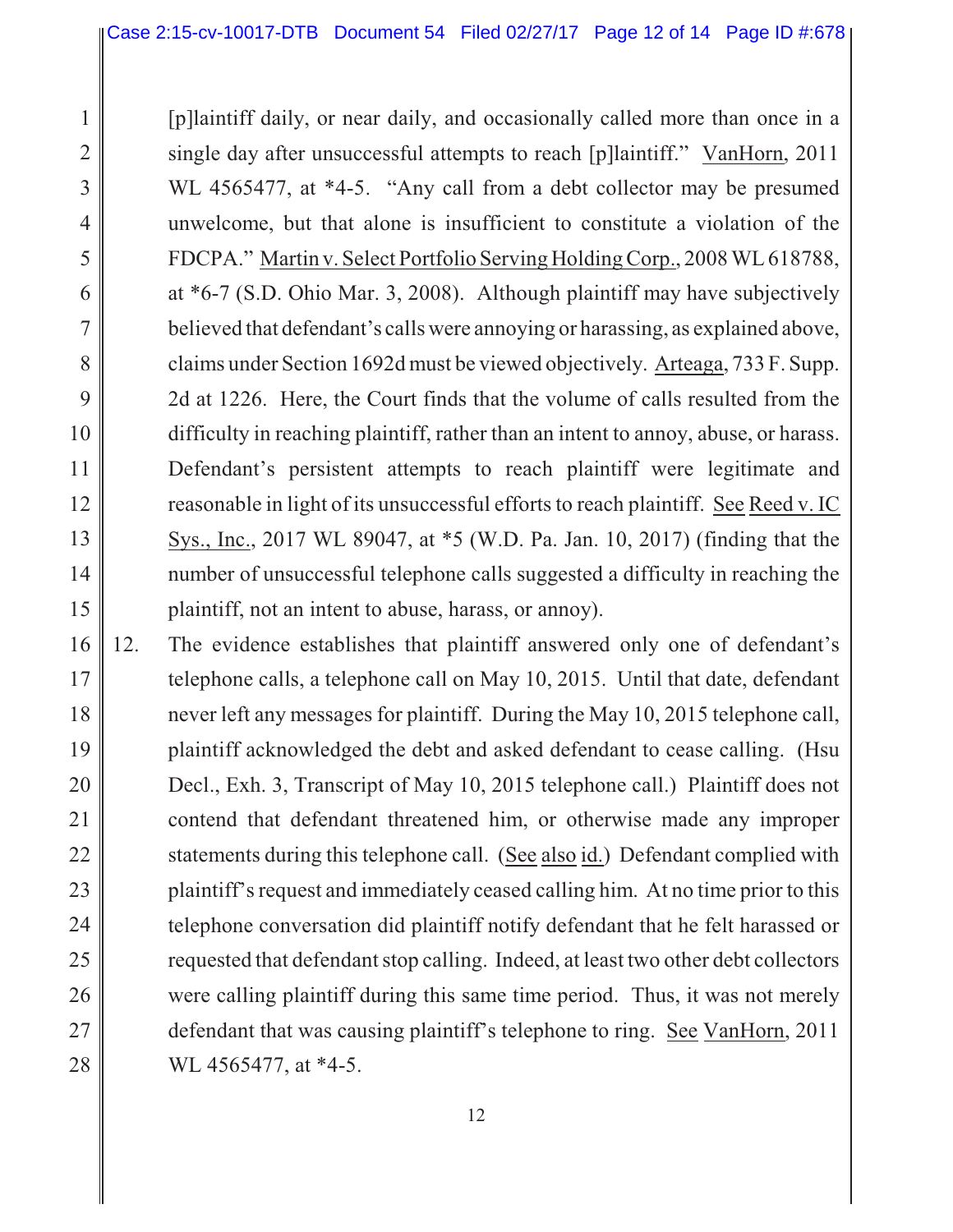[p]laintiff daily, or near daily, and occasionally called more than once in a single day after unsuccessful attempts to reach [p]laintiff." VanHorn, 2011 WL 4565477, at *4-5. "Any call from a debt collector may be presumed unwelcome, but that alone is insufficient to constitute a violation of the FDCPA." Martin v. Select Portfolio Serving Holding Corp., 2008 WL 618788, at *6-7 (S.D. Ohio Mar. 3, 2008). Although plaintiff may have subjectively believed that defendant's calls were annoying or harassing, as explained above, claims under Section 1692d must be viewed objectively. Arteaga, 733 F. Supp. 2d at 1226. Here, the Court finds that the volume of calls resulted from the difficulty in reaching plaintiff, rather than an intent to annoy, abuse, or harass. Defendant's persistent attempts to reach plaintiff were legitimate and reasonable in light of its unsuccessful efforts to reach plaintiff. See Reed v. IC Sys., Inc., 2017 WL 89047, at *5 (W.D. Pa. Jan. 10, 2017) (finding that the number of unsuccessful telephone calls suggested a difficulty in reaching the plaintiff, not an intent to abuse, harass, or annoy).

12. The evidence establishes that plaintiff answered only one of defendant's telephone calls, a telephone call on May 10, 2015. Until that date, defendant never left any messages for plaintiff. During the May 10, 2015 telephone call, plaintiff acknowledged the debt and asked defendant to cease calling. (Hsu Decl., Exh. 3, Transcript of May 10, 2015 telephone call.) Plaintiff does not contend that defendant threatened him, or otherwise made any improper statements during this telephone call. (See also id.) Defendant complied with plaintiff's request and immediately ceased calling him. At no time prior to this telephone conversation did plaintiff notify defendant that he felt harassed or requested that defendant stop calling. Indeed, at least two other debt collectors were calling plaintiff during this same time period. Thus, it was not merely defendant that was causing plaintiff's telephone to ring. See VanHorn, 2011 WL 4565477, at *4-5.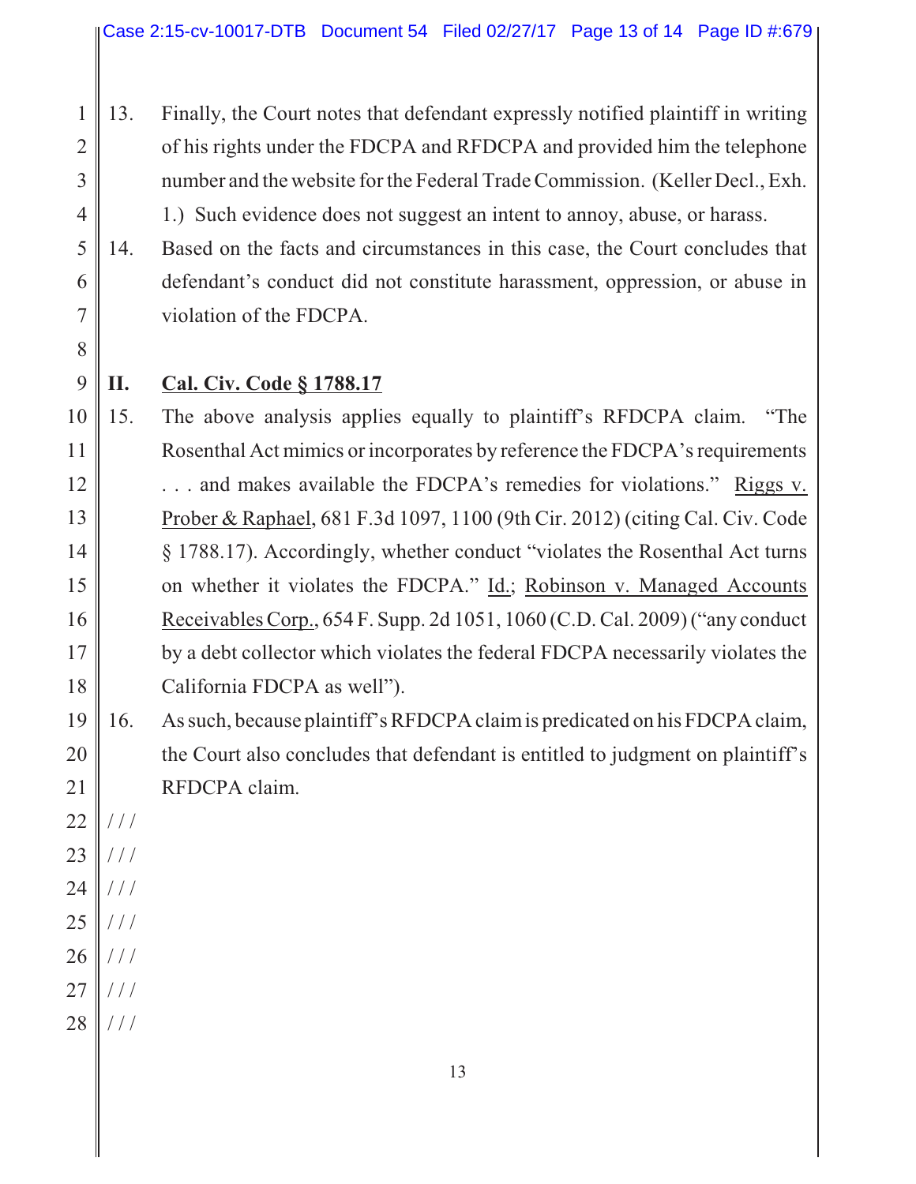13. Finally, the Court notes that defendant expressly notified plaintiff in writing of his rights under the FDCPA and RFDCPA and provided him the telephone number and the website for the Federal Trade Commission. (Keller Decl., Exh. 1.) Such evidence does not suggest an intent to annoy, abuse, or harass.

14. Based on the facts and circumstances in this case, the Court concludes that defendant's conduct did not constitute harassment, oppression, or abuse in violation of the FDCPA.

## II. Cal. Civ. Code § 1788.17

15. The above analysis applies equally to plaintiff's RFDCPA claim. "The Rosenthal Act mimics or incorporates by reference the FDCPA's requirements . . . and makes available the FDCPA's remedies for violations." Riggs v. Prober & Raphael, 681 F.3d 1097, 1100 (9th Cir. 2012) (citing Cal. Civ. Code § 1788.17). Accordingly, whether conduct "violates the Rosenthal Act turns on whether it violates the FDCPA." Id.; Robinson v. Managed Accounts Receivables Corp., 654 F. Supp. 2d 1051, 1060 (C.D. Cal. 2009) ("any conduct by a debt collector which violates the federal FDCPA necessarily violates the California FDCPA as well").

16. As such, because plaintiff's RFDCPA claim is predicated on his FDCPA claim, the Court also concludes that defendant is entitled to judgment on plaintiff's RFDCPA claim.

/ / /
/ / /
/ / /
/ / /
/ / /
/ / /
/ / /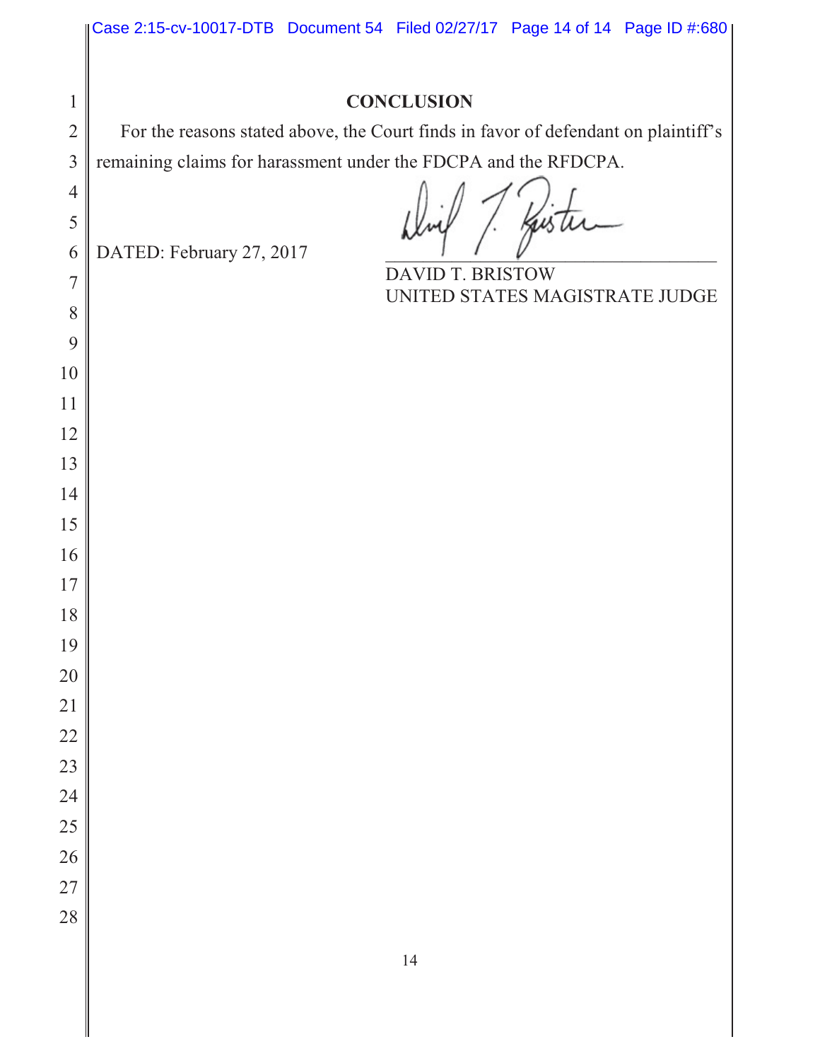## CONCLUSION

For the reasons stated above, the Court finds in favor of defendant on plaintiff's remaining claims for harassment under the FDCPA and the RFDCPA.

DATED: February 27, 2017

DAVID T. BRISTOW
UNITED STATES MAGISTRATE JUDGE